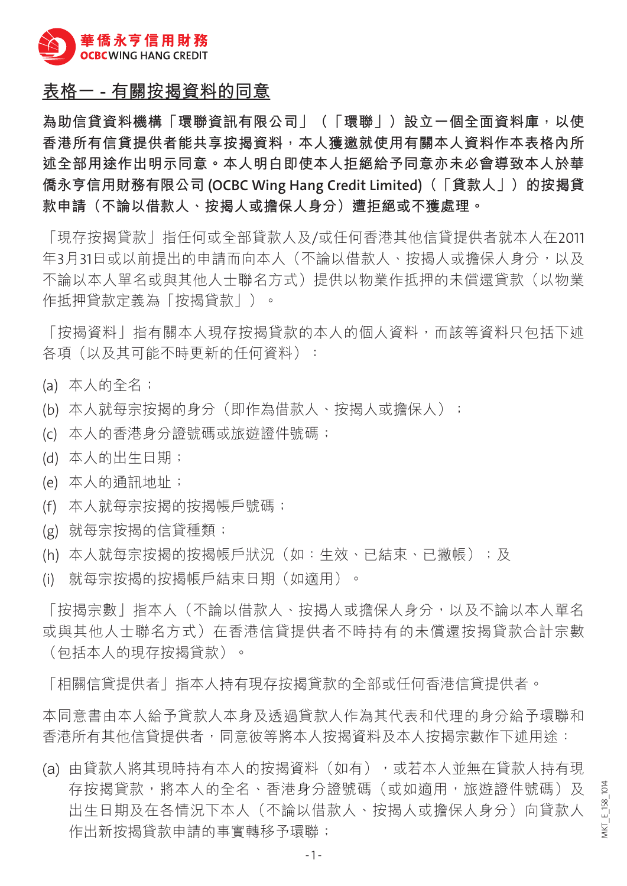華僑永亨信用財務
OCBC WING HANG CREDIT

## 表格一 - 有關按揭資料的同意

**為助信貸資料機構「環聯資訊有限公司」（「環聯」）設立一個全面資料庫，以使香港所有信貸提供者能共享按揭資料，本人獲邀就使用有關本人資料作本表格內所述全部用途作出明示同意。本人明白即使本人拒絕給予同意亦未必會導致本人於華僑永亨信用財務有限公司 (OCBC Wing Hang Credit Limited)（「貸款人」）的按揭貸款申請（不論以借款人、按揭人或擔保人身分）遭拒絕或不獲處理。**

「現存按揭貸款」指任何或全部貸款人及/或任何香港其他信貸提供者就本人在2011年3月31日或以前提出的申請而向本人（不論以借款人、按揭人或擔保人身分，以及不論以本人單名或與其他人士聯名方式）提供以物業作抵押的未償還貸款（以物業作抵押貸款定義為「按揭貸款」）。

「按揭資料」指有關本人現存按揭貸款的本人的個人資料，而該等資料只包括下述各項（以及其可能不時更新的任何資料）：

(a) 本人的全名；
(b) 本人就每宗按揭的身分（即作為借款人、按揭人或擔保人）；
(c) 本人的香港身分證號碼或旅遊證件號碼；
(d) 本人的出生日期；
(e) 本人的通訊地址；
(f) 本人就每宗按揭的按揭帳戶號碼；
(g) 就每宗按揭的信貸種類；
(h) 本人就每宗按揭的按揭帳戶狀況（如：生效、已結束、已撇帳）；及
(i) 就每宗按揭的按揭帳戶結束日期（如適用）。

「按揭宗數」指本人（不論以借款人、按揭人或擔保人身分，以及不論以本人單名或與其他人士聯名方式）在香港信貸提供者不時持有的未償還按揭貸款合計宗數（包括本人的現存按揭貸款）。

「相關信貸提供者」指本人持有現存按揭貸款的全部或任何香港信貸提供者。

本同意書由本人給予貸款人本身及透過貸款人作為其代表和代理的身分給予環聯和香港所有其他信貸提供者，同意彼等將本人按揭資料及本人按揭宗數作下述用途：

(a) 由貸款人將其現時持有本人的按揭資料（如有），或若本人並無在貸款人持有現存按揭貸款，將本人的全名、香港身分證號碼（或如適用，旅遊證件號碼）及出生日期及在各情況下本人（不論以借款人、按揭人或擔保人身分）向貸款人作出新按揭貸款申請的事實轉移予環聯；

MKT_E_158_1014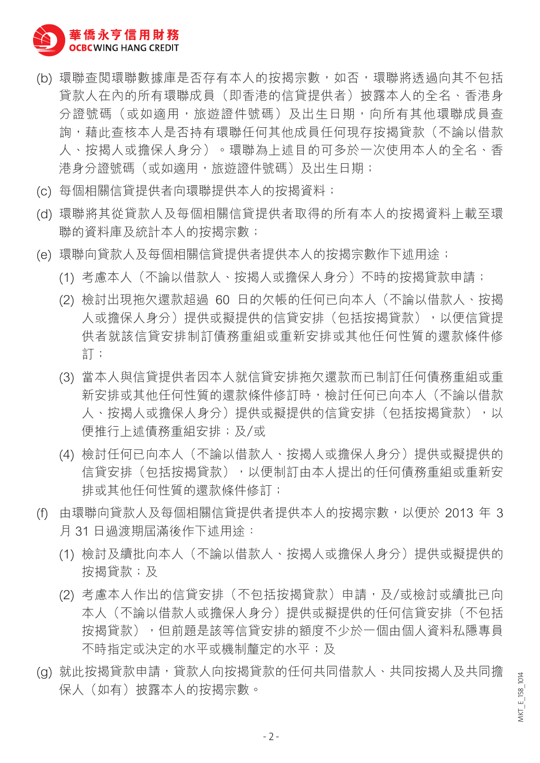(b) 環聯查閱環聯數據庫是否存有本人的按揭宗數，如否，環聯將透過向其不包括貸款人在內的所有環聯成員（即香港的信貸提供者）披露本人的全名、香港身分證號碼（或如適用，旅遊證件號碼）及出生日期，向所有其他環聯成員查詢，藉此查核本人是否持有環聯任何其他成員任何現存按揭貸款（不論以借款人、按揭人或擔保人身分）。環聯為上述目的可多於一次使用本人的全名、香港身分證號碼（或如適用，旅遊證件號碼）及出生日期；

(c) 每個相關信貸提供者向環聯提供本人的按揭資料；

(d) 環聯將其從貸款人及每個相關信貸提供者取得的所有本人的按揭資料上載至環聯的資料庫及統計本人的按揭宗數；

(e) 環聯向貸款人及每個相關信貸提供者提供本人的按揭宗數作下述用途；

  (1) 考慮本人（不論以借款人、按揭人或擔保人身分）不時的按揭貸款申請；

  (2) 檢討出現拖欠還款超過 60 日的欠帳的任何已向本人（不論以借款人、按揭人或擔保人身分）提供或擬提供的信貸安排（包括按揭貸款），以便信貸提供者就該信貸安排制訂債務重組或重新安排或其他任何性質的還款條件修訂；

  (3) 當本人與信貸提供者因本人就信貸安排拖欠還款而已制訂任何債務重組或重新安排或其他任何性質的還款條件修訂時，檢討任何已向本人（不論以借款人、按揭人或擔保人身分）提供或擬提供的信貸安排（包括按揭貸款），以便推行上述債務重組安排；及/或

  (4) 檢討任何已向本人（不論以借款人、按揭人或擔保人身分）提供或擬提供的信貸安排（包括按揭貸款），以便制訂由本人提出的任何債務重組或重新安排或其他任何性質的還款條件修訂；

(f) 由環聯向貸款人及每個相關信貸提供者提供本人的按揭宗數，以便於 2013 年 3 月 31 日過渡期屆滿後作下述用途：

  (1) 檢討及續批向本人（不論以借款人、按揭人或擔保人身分）提供或擬提供的按揭貸款；及

  (2) 考慮本人作出的信貸安排（不包括按揭貸款）申請，及/或檢討或續批已向本人（不論以借款人或擔保人身分）提供或擬提供的任何信貸安排（不包括按揭貸款），但前題是該等信貸安排的額度不少於一個由個人資料私隱專員不時指定或決定的水平或機制釐定的水平；及

(g) 就此按揭貸款申請，貸款人向按揭貸款的任何共同借款人、共同按揭人及共同擔保人（如有）披露本人的按揭宗數。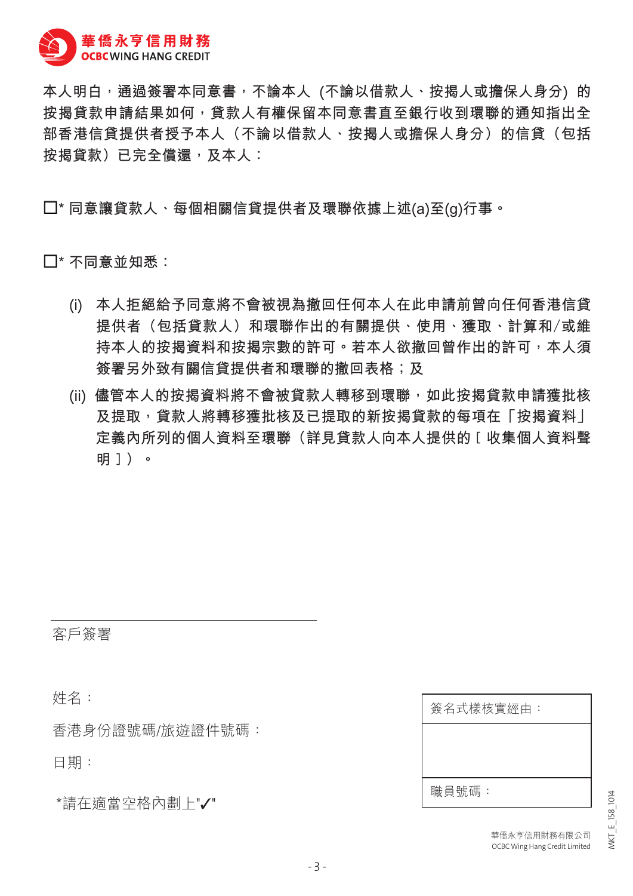本人明白，通過簽署本同意書，不論本人 (不論以借款人、按揭人或擔保人身分) 的按揭貸款申請結果如何，貸款人有權保留本同意書直至銀行收到環聯的通知指出全部香港信貸提供者授予本人（不論以借款人、按揭人或擔保人身分）的信貸（包括按揭貸款）已完全償還，及本人：

☐* 同意讓貸款人、每個相關信貸提供者及環聯依據上述(a)至(g)行事。

☐* 不同意並知悉：

(i) 本人拒絕給予同意將不會被視為撤回任何本人在此申請前曾向任何香港信貸提供者（包括貸款人）和環聯作出的有關提供、使用、獲取、計算和/或維持本人的按揭資料和按揭宗數的許可。若本人欲撤回曾作出的許可，本人須簽署另外致有關信貸提供者和環聯的撤回表格；及

(ii) 儘管本人的按揭資料將不會被貸款人轉移到環聯，如此按揭貸款申請獲批核及提取，貸款人將轉移獲批核及已提取的新按揭貸款的每項在「按揭資料」定義內所列的個人資料至環聯（詳見貸款人向本人提供的［收集個人資料聲明］）。

客戶簽署

姓名：

香港身份證號碼/旅遊證件號碼：

日期：

*請在適當空格內劃上"✓"

| 簽名式樣核實經由： |
| --- |
| |
| 職員號碼： |

華僑永亨信用財務有限公司
OCBC Wing Hang Credit Limited

MKT_E_158_1014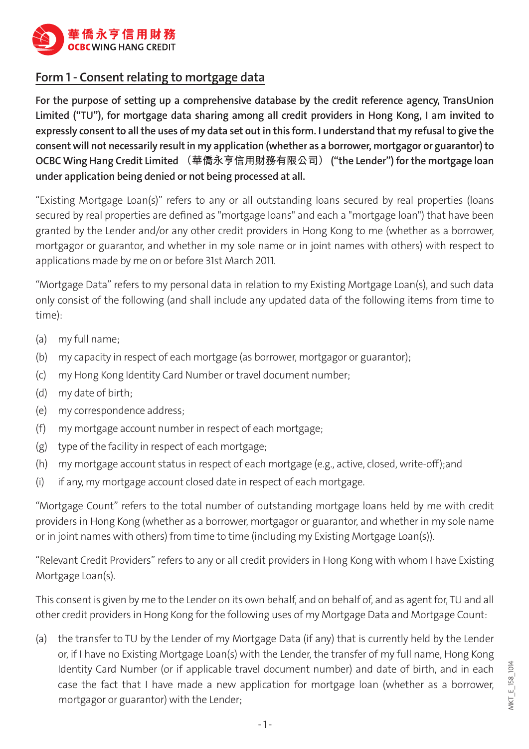華僑永亨信用財務
OCBC WING HANG CREDIT

## Form 1 - Consent relating to mortgage data

**For the purpose of setting up a comprehensive database by the credit reference agency, TransUnion Limited ("TU"), for mortgage data sharing among all credit providers in Hong Kong, I am invited to expressly consent to all the uses of my data set out in this form. I understand that my refusal to give the consent will not necessarily result in my application (whether as a borrower, mortgagor or guarantor) to OCBC Wing Hang Credit Limited （華僑永亨信用財務有限公司） ("the Lender") for the mortgage loan under application being denied or not being processed at all.**

"Existing Mortgage Loan(s)" refers to any or all outstanding loans secured by real properties (loans secured by real properties are defined as "mortgage loans" and each a "mortgage loan") that have been granted by the Lender and/or any other credit providers in Hong Kong to me (whether as a borrower, mortgagor or guarantor, and whether in my sole name or in joint names with others) with respect to applications made by me on or before 31st March 2011.

"Mortgage Data" refers to my personal data in relation to my Existing Mortgage Loan(s), and such data only consist of the following (and shall include any updated data of the following items from time to time):

(a) my full name;

(b) my capacity in respect of each mortgage (as borrower, mortgagor or guarantor);

(c) my Hong Kong Identity Card Number or travel document number;

(d) my date of birth;

(e) my correspondence address;

(f) my mortgage account number in respect of each mortgage;

(g) type of the facility in respect of each mortgage;

(h) my mortgage account status in respect of each mortgage (e.g., active, closed, write-off);and

(i) if any, my mortgage account closed date in respect of each mortgage.

"Mortgage Count" refers to the total number of outstanding mortgage loans held by me with credit providers in Hong Kong (whether as a borrower, mortgagor or guarantor, and whether in my sole name or in joint names with others) from time to time (including my Existing Mortgage Loan(s)).

"Relevant Credit Providers" refers to any or all credit providers in Hong Kong with whom I have Existing Mortgage Loan(s).

This consent is given by me to the Lender on its own behalf, and on behalf of, and as agent for, TU and all other credit providers in Hong Kong for the following uses of my Mortgage Data and Mortgage Count:

(a) the transfer to TU by the Lender of my Mortgage Data (if any) that is currently held by the Lender or, if I have no Existing Mortgage Loan(s) with the Lender, the transfer of my full name, Hong Kong Identity Card Number (or if applicable travel document number) and date of birth, and in each case the fact that I have made a new application for mortgage loan (whether as a borrower, mortgagor or guarantor) with the Lender;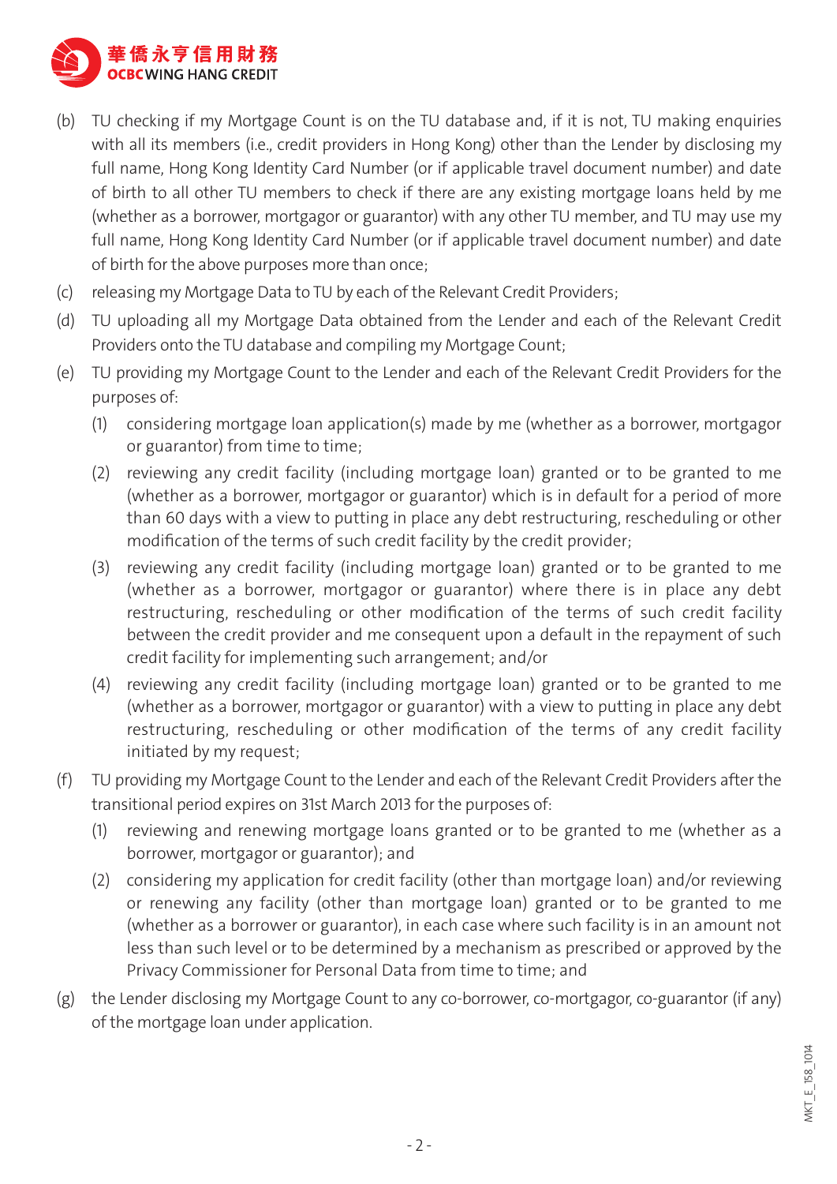(b) TU checking if my Mortgage Count is on the TU database and, if it is not, TU making enquiries with all its members (i.e., credit providers in Hong Kong) other than the Lender by disclosing my full name, Hong Kong Identity Card Number (or if applicable travel document number) and date of birth to all other TU members to check if there are any existing mortgage loans held by me (whether as a borrower, mortgagor or guarantor) with any other TU member, and TU may use my full name, Hong Kong Identity Card Number (or if applicable travel document number) and date of birth for the above purposes more than once;

(c) releasing my Mortgage Data to TU by each of the Relevant Credit Providers;

(d) TU uploading all my Mortgage Data obtained from the Lender and each of the Relevant Credit Providers onto the TU database and compiling my Mortgage Count;

(e) TU providing my Mortgage Count to the Lender and each of the Relevant Credit Providers for the purposes of:

   (1) considering mortgage loan application(s) made by me (whether as a borrower, mortgagor or guarantor) from time to time;

   (2) reviewing any credit facility (including mortgage loan) granted or to be granted to me (whether as a borrower, mortgagor or guarantor) which is in default for a period of more than 60 days with a view to putting in place any debt restructuring, rescheduling or other modification of the terms of such credit facility by the credit provider;

   (3) reviewing any credit facility (including mortgage loan) granted or to be granted to me (whether as a borrower, mortgagor or guarantor) where there is in place any debt restructuring, rescheduling or other modification of the terms of such credit facility between the credit provider and me consequent upon a default in the repayment of such credit facility for implementing such arrangement; and/or

   (4) reviewing any credit facility (including mortgage loan) granted or to be granted to me (whether as a borrower, mortgagor or guarantor) with a view to putting in place any debt restructuring, rescheduling or other modification of the terms of any credit facility initiated by my request;

(f) TU providing my Mortgage Count to the Lender and each of the Relevant Credit Providers after the transitional period expires on 31st March 2013 for the purposes of:

   (1) reviewing and renewing mortgage loans granted or to be granted to me (whether as a borrower, mortgagor or guarantor); and

   (2) considering my application for credit facility (other than mortgage loan) and/or reviewing or renewing any facility (other than mortgage loan) granted or to be granted to me (whether as a borrower or guarantor), in each case where such facility is in an amount not less than such level or to be determined by a mechanism as prescribed or approved by the Privacy Commissioner for Personal Data from time to time; and

(g) the Lender disclosing my Mortgage Count to any co-borrower, co-mortgagor, co-guarantor (if any) of the mortgage loan under application.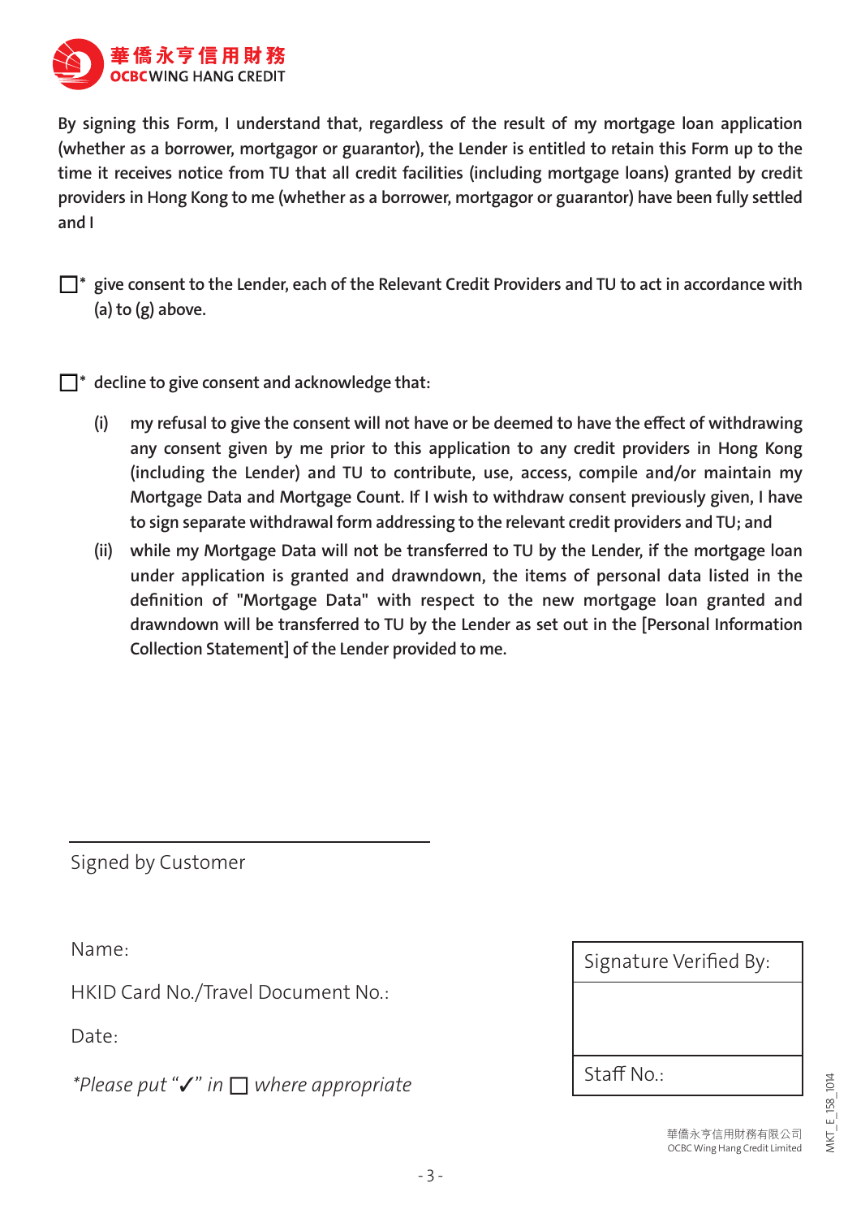By signing this Form, I understand that, regardless of the result of my mortgage loan application (whether as a borrower, mortgagor or guarantor), the Lender is entitled to retain this Form up to the time it receives notice from TU that all credit facilities (including mortgage loans) granted by credit providers in Hong Kong to me (whether as a borrower, mortgagor or guarantor) have been fully settled and I

☐* give consent to the Lender, each of the Relevant Credit Providers and TU to act in accordance with (a) to (g) above.

☐* decline to give consent and acknowledge that:

(i) my refusal to give the consent will not have or be deemed to have the effect of withdrawing any consent given by me prior to this application to any credit providers in Hong Kong (including the Lender) and TU to contribute, use, access, compile and/or maintain my Mortgage Data and Mortgage Count. If I wish to withdraw consent previously given, I have to sign separate withdrawal form addressing to the relevant credit providers and TU; and

(ii) while my Mortgage Data will not be transferred to TU by the Lender, if the mortgage loan under application is granted and drawndown, the items of personal data listed in the definition of "Mortgage Data" with respect to the new mortgage loan granted and drawndown will be transferred to TU by the Lender as set out in the [Personal Information Collection Statement] of the Lender provided to me.

_______________________________

Signed by Customer

Name:

HKID Card No./Travel Document No.:

Date:

*Please put "✓" in ☐ where appropriate*

| Signature Verified By: |
| --- |
| |
| Staff No.: |

華僑永亨信用財務有限公司
OCBC Wing Hang Credit Limited

MKT_E_158_1014